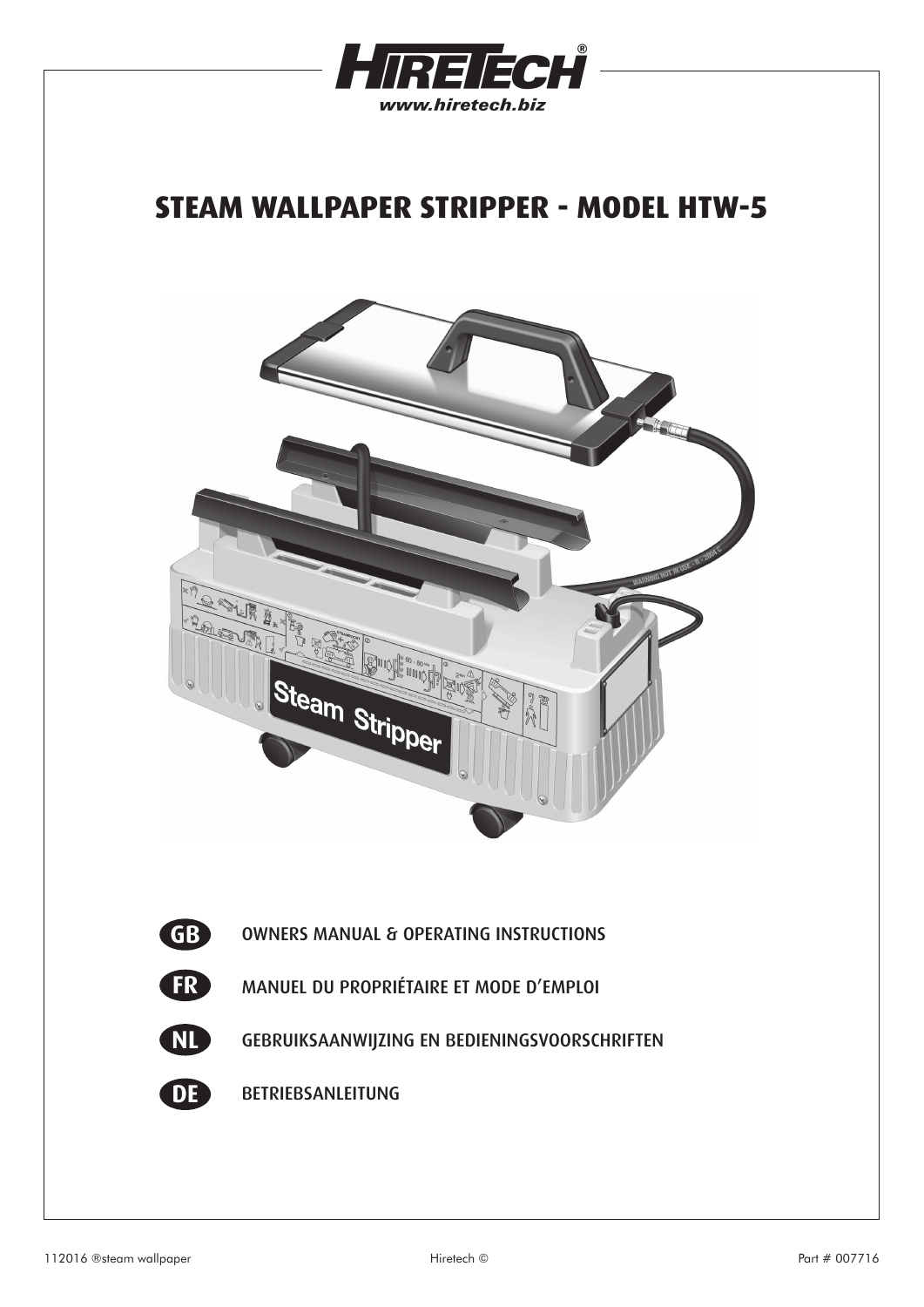HIRETECH®

www.hiretech.biz

# STEAM WALLPAPER STRIPPER - MODEL HTW-5

**GB** OWNERS MANUAL & OPERATING INSTRUCTIONS

**FR** MANUEL DU PROPRIÉTAIRE ET MODE D'EMPLOI

**NL** GEBRUIKSAANWIJZING EN BEDIENINGSVOORSCHRIFTEN

**DE** BETRIEBSANLEITUNG

112016 ®steam wallpaper Hiretech © Part # 007716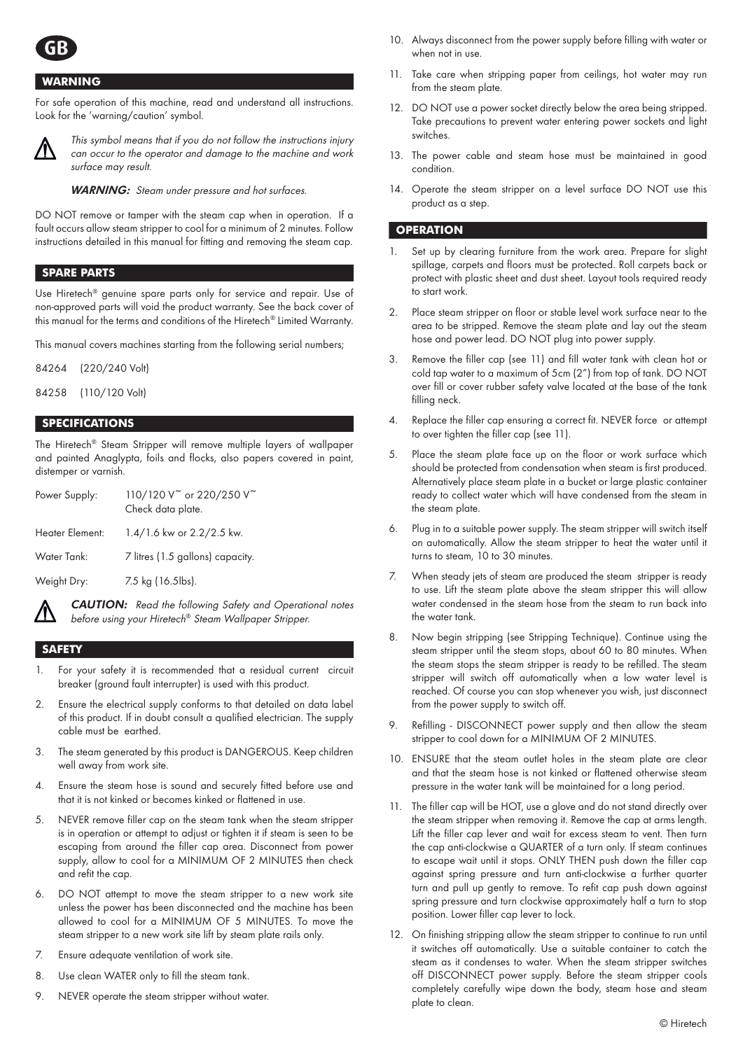GB

## WARNING

For safe operation of this machine, read and understand all instructions. Look for the 'warning/caution' symbol.

⚠ *This symbol means that if you do not follow the instructions injury can occur to the operator and damage to the machine and work surface may result.*

***WARNING:*** *Steam under pressure and hot surfaces.*

DO NOT remove or tamper with the steam cap when in operation. If a fault occurs allow steam stripper to cool for a minimum of 2 minutes. Follow instructions detailed in this manual for fitting and removing the steam cap.

## SPARE PARTS

Use Hiretech® genuine spare parts only for service and repair. Use of non-approved parts will void the product warranty. See the back cover of this manual for the terms and conditions of the Hiretech® Limited Warranty.

This manual covers machines starting from the following serial numbers;

84264 (220/240 Volt)

84258 (110/120 Volt)

## SPECIFICATIONS

The Hiretech® Steam Stripper will remove multiple layers of wallpaper and painted Anaglypta, foils and flocks, also papers covered in paint, distemper or varnish.

| | |
|---|---|
| Power Supply: | 110/120 V~ or 220/250 V~ Check data plate. |
| Heater Element: | 1.4/1.6 kw or 2.2/2.5 kw. |
| Water Tank: | 7 litres (1.5 gallons) capacity. |
| Weight Dry: | 7.5 kg (16.5lbs). |

⚠ ***CAUTION:*** *Read the following Safety and Operational notes before using your Hiretech® Steam Wallpaper Stripper.*

## SAFETY

1. For your safety it is recommended that a residual current circuit breaker (ground fault interrupter) is used with this product.
2. Ensure the electrical supply conforms to that detailed on data label of this product. If in doubt consult a qualified electrician. The supply cable must be earthed.
3. The steam generated by this product is DANGEROUS. Keep children well away from work site.
4. Ensure the steam hose is sound and securely fitted before use and that it is not kinked or becomes kinked or flattened in use.
5. NEVER remove filler cap on the steam tank when the steam stripper is in operation or attempt to adjust or tighten it if steam is seen to be escaping from around the filler cap area. Disconnect from power supply, allow to cool for a MINIMUM OF 2 MINUTES then check and refit the cap.
6. DO NOT attempt to move the steam stripper to a new work site unless the power has been disconnected and the machine has been allowed to cool for a MINIMUM OF 5 MINUTES. To move the steam stripper to a new work site lift by steam plate rails only.
7. Ensure adequate ventilation of work site.
8. Use clean WATER only to fill the steam tank.
9. NEVER operate the steam stripper without water.
10. Always disconnect from the power supply before filling with water or when not in use.
11. Take care when stripping paper from ceilings, hot water may run from the steam plate.
12. DO NOT use a power socket directly below the area being stripped. Take precautions to prevent water entering power sockets and light switches.
13. The power cable and steam hose must be maintained in good condition.
14. Operate the steam stripper on a level surface DO NOT use this product as a step.

## OPERATION

1. Set up by clearing furniture from the work area. Prepare for slight spillage, carpets and floors must be protected. Roll carpets back or protect with plastic sheet and dust sheet. Layout tools required ready to start work.
2. Place steam stripper on floor or stable level work surface near to the area to be stripped. Remove the steam plate and lay out the steam hose and power lead. DO NOT plug into power supply.
3. Remove the filler cap (see 11) and fill water tank with clean hot or cold tap water to a maximum of 5cm (2") from top of tank. DO NOT over fill or cover rubber safety valve located at the base of the tank filling neck.
4. Replace the filler cap ensuring a correct fit. NEVER force or attempt to over tighten the filler cap (see 11).
5. Place the steam plate face up on the floor or work surface which should be protected from condensation when steam is first produced. Alternatively place steam plate in a bucket or large plastic container ready to collect water which will have condensed from the steam in the steam plate.
6. Plug in to a suitable power supply. The steam stripper will switch itself on automatically. Allow the steam stripper to heat the water until it turns to steam, 10 to 30 minutes.
7. When steady jets of steam are produced the steam stripper is ready to use. Lift the steam plate above the steam stripper this will allow water condensed in the steam hose from the steam to run back into the water tank.
8. Now begin stripping (see Stripping Technique). Continue using the steam stripper until the steam stops, about 60 to 80 minutes. When the steam stops the steam stripper is ready to be refilled. The steam stripper will switch off automatically when a low water level is reached. Of course you can stop whenever you wish, just disconnect from the power supply to switch off.
9. Refilling - DISCONNECT power supply and then allow the steam stripper to cool down for a MINIMUM OF 2 MINUTES.
10. ENSURE that the steam outlet holes in the steam plate are clear and that the steam hose is not kinked or flattened otherwise steam pressure in the water tank will be maintained for a long period.
11. The filler cap will be HOT, use a glove and do not stand directly over the steam stripper when removing it. Remove the cap at arms length. Lift the filler cap lever and wait for excess steam to vent. Then turn the cap anti-clockwise a QUARTER of a turn only. If steam continues to escape wait until it stops. ONLY THEN push down the filler cap against spring pressure and turn anti-clockwise a further quarter turn and pull up gently to remove. To refit cap push down against spring pressure and turn clockwise approximately half a turn to stop position. Lower filler cap lever to lock.
12. On finishing stripping allow the steam stripper to continue to run until it switches off automatically. Use a suitable container to catch the steam as it condenses to water. When the steam stripper switches off DISCONNECT power supply. Before the steam stripper cools completely carefully wipe down the body, steam hose and steam plate to clean.

© Hiretech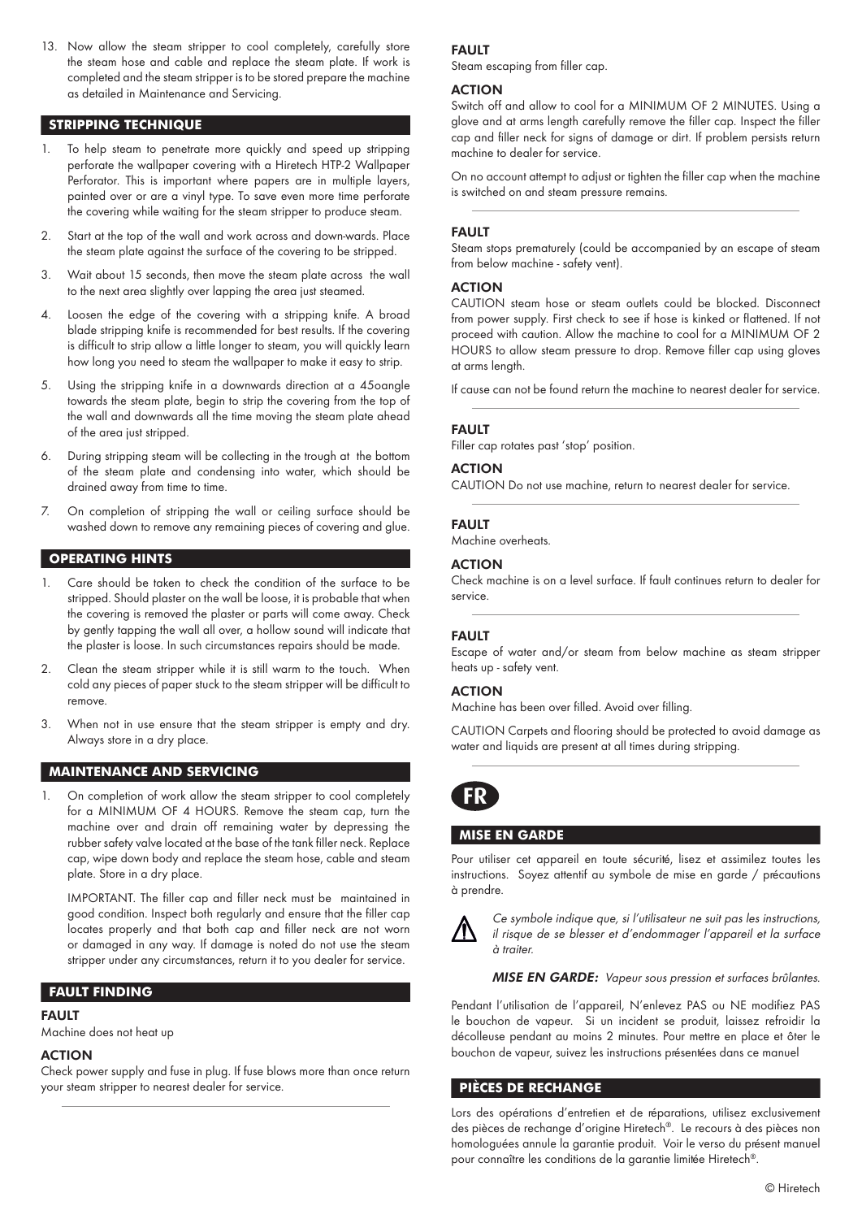13. Now allow the steam stripper to cool completely, carefully store the steam hose and cable and replace the steam plate. If work is completed and the steam stripper is to be stored prepare the machine as detailed in Maintenance and Servicing.

## STRIPPING TECHNIQUE

1. To help steam to penetrate more quickly and speed up stripping perforate the wallpaper covering with a Hiretech HTP-2 Wallpaper Perforator. This is important where papers are in multiple layers, painted over or are a vinyl type. To save even more time perforate the covering while waiting for the steam stripper to produce steam.
2. Start at the top of the wall and work across and down-wards. Place the steam plate against the surface of the covering to be stripped.
3. Wait about 15 seconds, then move the steam plate across the wall to the next area slightly over lapping the area just steamed.
4. Loosen the edge of the covering with a stripping knife. A broad blade stripping knife is recommended for best results. If the covering is difficult to strip allow a little longer to steam, you will quickly learn how long you need to steam the wallpaper to make it easy to strip.
5. Using the stripping knife in a downwards direction at a 45oangle towards the steam plate, begin to strip the covering from the top of the wall and downwards all the time moving the steam plate ahead of the area just stripped.
6. During stripping steam will be collecting in the trough at the bottom of the steam plate and condensing into water, which should be drained away from time to time.
7. On completion of stripping the wall or ceiling surface should be washed down to remove any remaining pieces of covering and glue.

## OPERATING HINTS

1. Care should be taken to check the condition of the surface to be stripped. Should plaster on the wall be loose, it is probable that when the covering is removed the plaster or parts will come away. Check by gently tapping the wall all over, a hollow sound will indicate that the plaster is loose. In such circumstances repairs should be made.
2. Clean the steam stripper while it is still warm to the touch. When cold any pieces of paper stuck to the steam stripper will be difficult to remove.
3. When not in use ensure that the steam stripper is empty and dry. Always store in a dry place.

## MAINTENANCE AND SERVICING

1. On completion of work allow the steam stripper to cool completely for a MINIMUM OF 4 HOURS. Remove the steam cap, turn the machine over and drain off remaining water by depressing the rubber safety valve located at the base of the tank filler neck. Replace cap, wipe down body and replace the steam hose, cable and steam plate. Store in a dry place.

   IMPORTANT. The filler cap and filler neck must be maintained in good condition. Inspect both regularly and ensure that the filler cap locates properly and that both cap and filler neck are not worn or damaged in any way. If damage is noted do not use the steam stripper under any circumstances, return it to you dealer for service.

## FAULT FINDING

**FAULT**
Machine does not heat up

**ACTION**
Check power supply and fuse in plug. If fuse blows more than once return your steam stripper to nearest dealer for service.

**FAULT**
Steam escaping from filler cap.

**ACTION**
Switch off and allow to cool for a MINIMUM OF 2 MINUTES. Using a glove and at arms length carefully remove the filler cap. Inspect the filler cap and filler neck for signs of damage or dirt. If problem persists return machine to dealer for service.

On no account attempt to adjust or tighten the filler cap when the machine is switched on and steam pressure remains.

**FAULT**
Steam stops prematurely (could be accompanied by an escape of steam from below machine - safety vent).

**ACTION**
CAUTION steam hose or steam outlets could be blocked. Disconnect from power supply. First check to see if hose is kinked or flattened. If not proceed with caution. Allow the machine to cool for a MINIMUM OF 2 HOURS to allow steam pressure to drop. Remove filler cap using gloves at arms length.

If cause can not be found return the machine to nearest dealer for service.

**FAULT**
Filler cap rotates past 'stop' position.

**ACTION**
CAUTION Do not use machine, return to nearest dealer for service.

**FAULT**
Machine overheats.

**ACTION**
Check machine is on a level surface. If fault continues return to dealer for service.

**FAULT**
Escape of water and/or steam from below machine as steam stripper heats up - safety vent.

**ACTION**
Machine has been over filled. Avoid over filling.

CAUTION Carpets and flooring should be protected to avoid damage as water and liquids are present at all times during stripping.

# FR

## MISE EN GARDE

Pour utiliser cet appareil en toute sécurité, lisez et assimilez toutes les instructions. Soyez attentif au symbole de mise en garde / précautions à prendre.

⚠ *Ce symbole indique que, si l'utilisateur ne suit pas les instructions, il risque de se blesser et d'endommager l'appareil et la surface à traiter.*

***MISE EN GARDE:*** *Vapeur sous pression et surfaces brûlantes.*

Pendant l'utilisation de l'appareil, N'enlevez PAS ou NE modifiez PAS le bouchon de vapeur. Si un incident se produit, laissez refroidir la décolleuse pendant au moins 2 minutes. Pour mettre en place et ôter le bouchon de vapeur, suivez les instructions présentées dans ce manuel

## PIÈCES DE RECHANGE

Lors des opérations d'entretien et de réparations, utilisez exclusivement des pièces de rechange d'origine Hiretech®. Le recours à des pièces non homologuées annule la garantie produit. Voir le verso du présent manuel pour connaître les conditions de la garantie limitée Hiretech®.

© Hiretech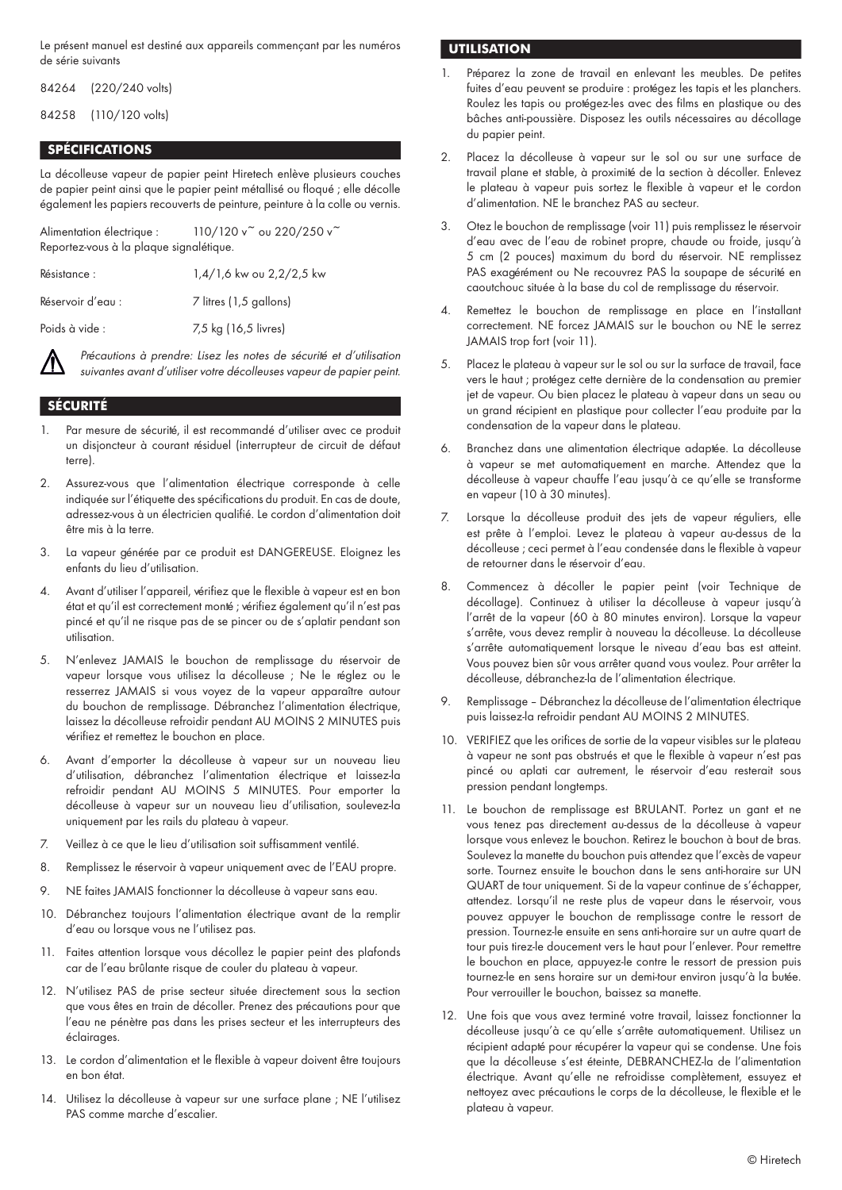Le présent manuel est destiné aux appareils commençant par les numéros de série suivants

84264 (220/240 volts)

84258 (110/120 volts)

## SPÉCIFICATIONS

La décolleuse vapeur de papier peint Hiretech enlève plusieurs couches de papier peint ainsi que le papier peint métallisé ou floqué ; elle décolle également les papiers recouverts de peinture, peinture à la colle ou vernis.

Alimentation électrique : 110/120 v~ ou 220/250 v~
Reportez-vous à la plaque signalétique.

| | |
|---|---|
| Résistance : | 1,4/1,6 kw ou 2,2/2,5 kw |
| Réservoir d'eau : | 7 litres (1,5 gallons) |
| Poids à vide : | 7,5 kg (16,5 livres) |

*Précautions à prendre: Lisez les notes de sécurité et d'utilisation suivantes avant d'utiliser votre décolleuses vapeur de papier peint.*

## SÉCURITÉ

1. Par mesure de sécurité, il est recommandé d'utiliser avec ce produit un disjoncteur à courant résiduel (interrupteur de circuit de défaut terre).
2. Assurez-vous que l'alimentation électrique corresponde à celle indiquée sur l'étiquette des spécifications du produit. En cas de doute, adressez-vous à un électricien qualifié. Le cordon d'alimentation doit être mis à la terre.
3. La vapeur générée par ce produit est DANGEREUSE. Eloignez les enfants du lieu d'utilisation.
4. Avant d'utiliser l'appareil, vérifiez que le flexible à vapeur est en bon état et qu'il est correctement monté ; vérifiez également qu'il n'est pas pincé et qu'il ne risque pas de se pincer ou de s'aplatir pendant son utilisation.
5. N'enlevez JAMAIS le bouchon de remplissage du réservoir de vapeur lorsque vous utilisez la décolleuse ; Ne le réglez ou le resserrez JAMAIS si vous voyez de la vapeur apparaître autour du bouchon de remplissage. Débranchez l'alimentation électrique, laissez la décolleuse refroidir pendant AU MOINS 2 MINUTES puis vérifiez et remettez le bouchon en place.
6. Avant d'emporter la décolleuse à vapeur sur un nouveau lieu d'utilisation, débranchez l'alimentation électrique et laissez-la refroidir pendant AU MOINS 5 MINUTES. Pour emporter la décolleuse à vapeur sur un nouveau lieu d'utilisation, soulevez-la uniquement par les rails du plateau à vapeur.
7. Veillez à ce que le lieu d'utilisation soit suffisamment ventilé.
8. Remplissez le réservoir à vapeur uniquement avec de l'EAU propre.
9. NE faites JAMAIS fonctionner la décolleuse à vapeur sans eau.
10. Débranchez toujours l'alimentation électrique avant de la remplir d'eau ou lorsque vous ne l'utilisez pas.
11. Faites attention lorsque vous décollez le papier peint des plafonds car de l'eau brûlante risque de couler du plateau à vapeur.
12. N'utilisez PAS de prise secteur située directement sous la section que vous êtes en train de décoller. Prenez des précautions pour que l'eau ne pénètre pas dans les prises secteur et les interrupteurs des éclairages.
13. Le cordon d'alimentation et le flexible à vapeur doivent être toujours en bon état.
14. Utilisez la décolleuse à vapeur sur une surface plane ; NE l'utilisez PAS comme marche d'escalier.

## UTILISATION

1. Préparez la zone de travail en enlevant les meubles. De petites fuites d'eau peuvent se produire : protégez les tapis et les planchers. Roulez les tapis ou protégez-les avec des films en plastique ou des bâches anti-poussière. Disposez les outils nécessaires au décollage du papier peint.
2. Placez la décolleuse à vapeur sur le sol ou sur une surface de travail plane et stable, à proximité de la section à décoller. Enlevez le plateau à vapeur puis sortez le flexible à vapeur et le cordon d'alimentation. NE le branchez PAS au secteur.
3. Otez le bouchon de remplissage (voir 11) puis remplissez le réservoir d'eau avec de l'eau de robinet propre, chaude ou froide, jusqu'à 5 cm (2 pouces) maximum du bord du réservoir. NE remplissez PAS exagérément ou Ne recouvrez PAS la soupape de sécurité en caoutchouc située à la base du col de remplissage du réservoir.
4. Remettez le bouchon de remplissage en place en l'installant correctement. NE forcez JAMAIS sur le bouchon ou NE le serrez JAMAIS trop fort (voir 11).
5. Placez le plateau à vapeur sur le sol ou sur la surface de travail, face vers le haut ; protégez cette dernière de la condensation au premier jet de vapeur. Ou bien placez le plateau à vapeur dans un seau ou un grand récipient en plastique pour collecter l'eau produite par la condensation de la vapeur dans le plateau.
6. Branchez dans une alimentation électrique adaptée. La décolleuse à vapeur se met automatiquement en marche. Attendez que la décolleuse à vapeur chauffe l'eau jusqu'à ce qu'elle se transforme en vapeur (10 à 30 minutes).
7. Lorsque la décolleuse produit des jets de vapeur réguliers, elle est prête à l'emploi. Levez le plateau à vapeur au-dessus de la décolleuse ; ceci permet à l'eau condensée dans le flexible à vapeur de retourner dans le réservoir d'eau.
8. Commencez à décoller le papier peint (voir Technique de décollage). Continuez à utiliser la décolleuse à vapeur jusqu'à l'arrêt de la vapeur (60 à 80 minutes environ). Lorsque la vapeur s'arrête, vous devez remplir à nouveau la décolleuse. La décolleuse s'arrête automatiquement lorsque le niveau d'eau bas est atteint. Vous pouvez bien sûr vous arrêter quand vous voulez. Pour arrêter la décolleuse, débranchez-la de l'alimentation électrique.
9. Remplissage – Débranchez la décolleuse de l'alimentation électrique puis laissez-la refroidir pendant AU MOINS 2 MINUTES.
10. VERIFIEZ que les orifices de sortie de la vapeur visibles sur le plateau à vapeur ne sont pas obstrués et que le flexible à vapeur n'est pas pincé ou aplati car autrement, le réservoir d'eau resterait sous pression pendant longtemps.
11. Le bouchon de remplissage est BRULANT. Portez un gant et ne vous tenez pas directement au-dessus de la décolleuse à vapeur lorsque vous enlevez le bouchon. Retirez le bouchon à bout de bras. Soulevez la manette du bouchon puis attendez que l'excès de vapeur sorte. Tournez ensuite le bouchon dans le sens anti-horaire sur UN QUART de tour uniquement. Si de la vapeur continue de s'échapper, attendez. Lorsqu'il ne reste plus de vapeur dans le réservoir, vous pouvez appuyer le bouchon de remplissage contre le ressort de pression. Tournez-le ensuite en sens anti-horaire sur un autre quart de tour puis tirez-le doucement vers le haut pour l'enlever. Pour remettre le bouchon en place, appuyez-le contre le ressort de pression puis tournez-le en sens horaire sur un demi-tour environ jusqu'à la butée. Pour verrouiller le bouchon, baissez sa manette.
12. Une fois que vous avez terminé votre travail, laissez fonctionner la décolleuse jusqu'à ce qu'elle s'arrête automatiquement. Utilisez un récipient adapté pour récupérer la vapeur qui se condense. Une fois que la décolleuse s'est éteinte, DEBRANCHEZ-la de l'alimentation électrique. Avant qu'elle ne refroidisse complètement, essuyez et nettoyez avec précautions le corps de la décolleuse, le flexible et le plateau à vapeur.

© Hiretech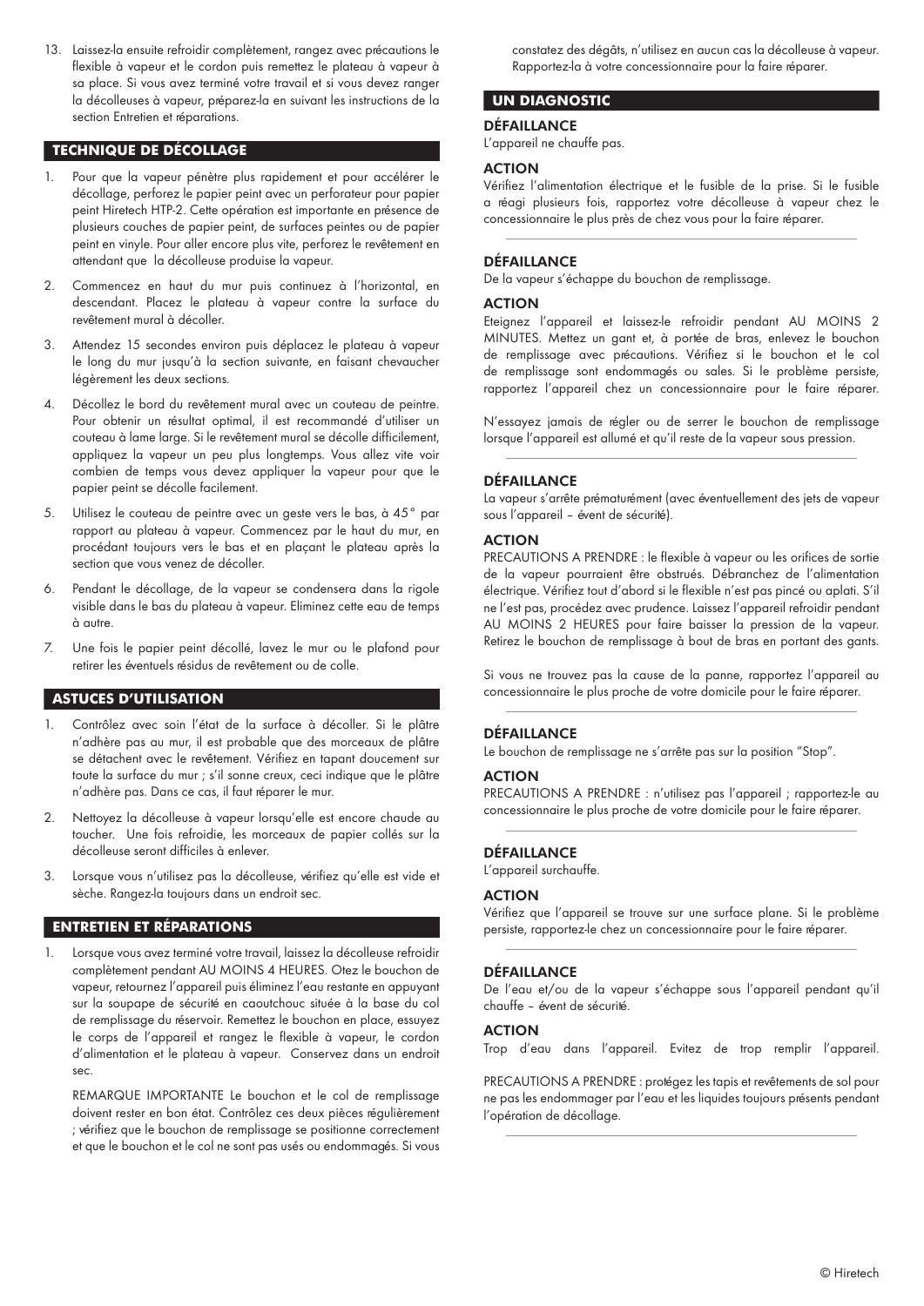13. Laissez-la ensuite refroidir complètement, rangez avec précautions le flexible à vapeur et le cordon puis remettez le plateau à vapeur à sa place. Si vous avez terminé votre travail et si vous devez ranger la décolleuses à vapeur, préparez-la en suivant les instructions de la section Entretien et réparations.

## TECHNIQUE DE DÉCOLLAGE

1. Pour que la vapeur pénètre plus rapidement et pour accélérer le décollage, perforez le papier peint avec un perforateur pour papier peint Hiretech HTP-2. Cette opération est importante en présence de plusieurs couches de papier peint, de surfaces peintes ou de papier peint en vinyle. Pour aller encore plus vite, perforez le revêtement en attendant que la décolleuse produise la vapeur.
2. Commencez en haut du mur puis continuez à l'horizontal, en descendant. Placez le plateau à vapeur contre la surface du revêtement mural à décoller.
3. Attendez 15 secondes environ puis déplacez le plateau à vapeur le long du mur jusqu'à la section suivante, en faisant chevaucher légèrement les deux sections.
4. Décollez le bord du revêtement mural avec un couteau de peintre. Pour obtenir un résultat optimal, il est recommandé d'utiliser un couteau à lame large. Si le revêtement mural se décolle difficilement, appliquez la vapeur un peu plus longtemps. Vous allez vite voir combien de temps vous devez appliquer la vapeur pour que le papier peint se décolle facilement.
5. Utilisez le couteau de peintre avec un geste vers le bas, à 45° par rapport au plateau à vapeur. Commencez par le haut du mur, en procédant toujours vers le bas et en plaçant le plateau après la section que vous venez de décoller.
6. Pendant le décollage, de la vapeur se condensera dans la rigole visible dans le bas du plateau à vapeur. Eliminez cette eau de temps à autre.
7. Une fois le papier peint décollé, lavez le mur ou le plafond pour retirer les éventuels résidus de revêtement ou de colle.

## ASTUCES D'UTILISATION

1. Contrôlez avec soin l'état de la surface à décoller. Si le plâtre n'adhère pas au mur, il est probable que des morceaux de plâtre se détachent avec le revêtement. Vérifiez en tapant doucement sur toute la surface du mur ; s'il sonne creux, ceci indique que le plâtre n'adhère pas. Dans ce cas, il faut réparer le mur.
2. Nettoyez la décolleuse à vapeur lorsqu'elle est encore chaude au toucher. Une fois refroidie, les morceaux de papier collés sur la décolleuse seront difficiles à enlever.
3. Lorsque vous n'utilisez pas la décolleuse, vérifiez qu'elle est vide et sèche. Rangez-la toujours dans un endroit sec.

## ENTRETIEN ET RÉPARATIONS

1. Lorsque vous avez terminé votre travail, laissez la décolleuse refroidir complètement pendant AU MOINS 4 HEURES. Otez le bouchon de vapeur, retournez l'appareil puis éliminez l'eau restante en appuyant sur la soupape de sécurité en caoutchouc située à la base du col de remplissage du réservoir. Remettez le bouchon en place, essuyez le corps de l'appareil et rangez le flexible à vapeur, le cordon d'alimentation et le plateau à vapeur. Conservez dans un endroit sec.

   REMARQUE IMPORTANTE Le bouchon et le col de remplissage doivent rester en bon état. Contrôlez ces deux pièces régulièrement ; vérifiez que le bouchon de remplissage se positionne correctement et que le bouchon et le col ne sont pas usés ou endommagés. Si vous constatez des dégâts, n'utilisez en aucun cas la décolleuse à vapeur. Rapportez-la à votre concessionnaire pour la faire réparer.

## UN DIAGNOSTIC

### DÉFAILLANCE
L'appareil ne chauffe pas.

### ACTION
Vérifiez l'alimentation électrique et le fusible de la prise. Si le fusible a réagi plusieurs fois, rapportez votre décolleuse à vapeur chez le concessionnaire le plus près de chez vous pour la faire réparer.

### DÉFAILLANCE
De la vapeur s'échappe du bouchon de remplissage.

### ACTION
Eteignez l'appareil et laissez-le refroidir pendant AU MOINS 2 MINUTES. Mettez un gant et, à portée de bras, enlevez le bouchon de remplissage avec précautions. Vérifiez si le bouchon et le col de remplissage sont endommagés ou sales. Si le problème persiste, rapportez l'appareil chez un concessionnaire pour le faire réparer.

N'essayez jamais de régler ou de serrer le bouchon de remplissage lorsque l'appareil est allumé et qu'il reste de la vapeur sous pression.

### DÉFAILLANCE
La vapeur s'arrête prématurément (avec éventuellement des jets de vapeur sous l'appareil – évent de sécurité).

### ACTION
PRECAUTIONS A PRENDRE : le flexible à vapeur ou les orifices de sortie de la vapeur pourraient être obstrués. Débranchez de l'alimentation électrique. Vérifiez tout d'abord si le flexible n'est pas pincé ou aplati. S'il ne l'est pas, procédez avec prudence. Laissez l'appareil refroidir pendant AU MOINS 2 HEURES pour faire baisser la pression de la vapeur. Retirez le bouchon de remplissage à bout de bras en portant des gants.

Si vous ne trouvez pas la cause de la panne, rapportez l'appareil au concessionnaire le plus proche de votre domicile pour le faire réparer.

### DÉFAILLANCE
Le bouchon de remplissage ne s'arrête pas sur la position "Stop".

### ACTION
PRECAUTIONS A PRENDRE : n'utilisez pas l'appareil ; rapportez-le au concessionnaire le plus proche de votre domicile pour le faire réparer.

### DÉFAILLANCE
L'appareil surchauffe.

### ACTION
Vérifiez que l'appareil se trouve sur une surface plane. Si le problème persiste, rapportez-le chez un concessionnaire pour le faire réparer.

### DÉFAILLANCE
De l'eau et/ou de la vapeur s'échappe sous l'appareil pendant qu'il chauffe – évent de sécurité.

### ACTION
Trop d'eau dans l'appareil. Evitez de trop remplir l'appareil.

PRECAUTIONS A PRENDRE : protégez les tapis et revêtements de sol pour ne pas les endommager par l'eau et les liquides toujours présents pendant l'opération de décollage.

© Hiretech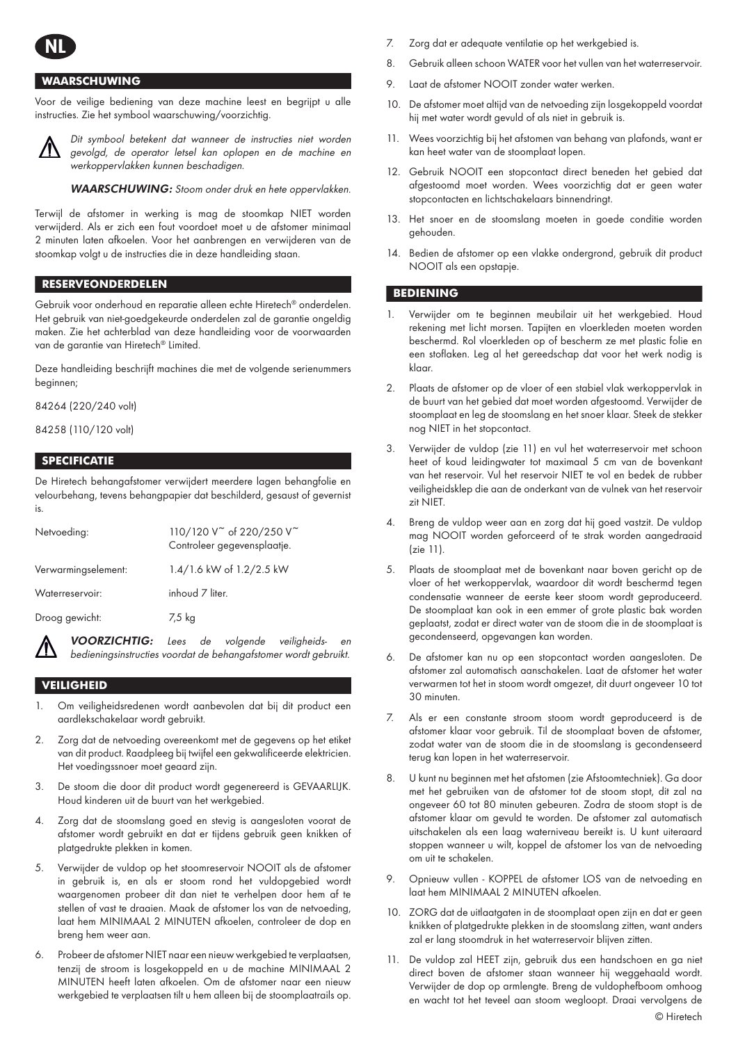NL

## WAARSCHUWING

Voor de veilige bediening van deze machine leest en begrijpt u alle instructies. Zie het symbool waarschuwing/voorzichtig.

⚠ *Dit symbool betekent dat wanneer de instructies niet worden gevolgd, de operator letsel kan oplopen en de machine en werkoppervlakken kunnen beschadigen.*

***WAARSCHUWING:*** *Stoom onder druk en hete oppervlakken.*

Terwijl de afstomer in werking is mag de stoomkap NIET worden verwijderd. Als er zich een fout voordoet moet u de afstomer minimaal 2 minuten laten afkoelen. Voor het aanbrengen en verwijderen van de stoomkap volgt u de instructies die in deze handleiding staan.

## RESERVEONDERDELEN

Gebruik voor onderhoud en reparatie alleen echte Hiretech® onderdelen. Het gebruik van niet-goedgekeurde onderdelen zal de garantie ongeldig maken. Zie het achterblad van deze handleiding voor de voorwaarden van de garantie van Hiretech® Limited.

Deze handleiding beschrijft machines die met de volgende serienummers beginnen;

84264 (220/240 volt)

84258 (110/120 volt)

## SPECIFICATIE

De Hiretech behangafstomer verwijdert meerdere lagen behangfolie en velourbehang, tevens behangpapier dat beschilderd, gesaust of gevernist is.

| | |
|---|---|
| Netvoeding: | 110/120 V~ of 220/250 V~ Controleer gegevensplaatje. |
| Verwarmingselement: | 1.4/1.6 kW of 1.2/2.5 kW |
| Waterreservoir: | inhoud 7 liter. |
| Droog gewicht: | 7,5 kg |

⚠ ***VOORZICHTIG:*** *Lees de volgende veiligheids- en bedieningsinstructies voordat de behangafstomer wordt gebruikt.*

## VEILIGHEID

1. Om veiligheidsredenen wordt aanbevolen dat bij dit product een aardlekschakelaar wordt gebruikt.
2. Zorg dat de netvoeding overeenkomt met de gegevens op het etiket van dit product. Raadpleeg bij twijfel een gekwalificeerde elektricien. Het voedingssnoer moet geaard zijn.
3. De stoom die door dit product wordt gegenereerd is GEVAARLIJK. Houd kinderen uit de buurt van het werkgebied.
4. Zorg dat de stoomslang goed en stevig is aangesloten voorat de afstomer wordt gebruikt en dat er tijdens gebruik geen knikken of platgedrukte plekken in komen.
5. Verwijder de vuldop op het stoomreservoir NOOIT als de afstomer in gebruik is, en als er stoom rond het vuldopgebied wordt waargenomen probeer dit dan niet te verhelpen door hem af te stellen of vast te draaien. Maak de afstomer los van de netvoeding, laat hem MINIMAAL 2 MINUTEN afkoelen, controleer de dop en breng hem weer aan.
6. Probeer de afstomer NIET naar een nieuw werkgebied te verplaatsen, tenzij de stroom is losgekoppeld en u de machine MINIMAAL 2 MINUTEN heeft laten afkoelen. Om de afstomer naar een nieuw werkgebied te verplaatsen tilt u hem alleen bij de stoomplaatrails op.
7. Zorg dat er adequate ventilatie op het werkgebied is.
8. Gebruik alleen schoon WATER voor het vullen van het waterreservoir.
9. Laat de afstomer NOOIT zonder water werken.
10. De afstomer moet altijd van de netvoeding zijn losgekoppeld voordat hij met water wordt gevuld of als niet in gebruik is.
11. Wees voorzichtig bij het afstomen van behang van plafonds, want er kan heet water van de stoomplaat lopen.
12. Gebruik NOOIT een stopcontact direct beneden het gebied dat afgestoomd moet worden. Wees voorzichtig dat er geen water stopcontacten en lichtschakelaars binnendringt.
13. Het snoer en de stoomslang moeten in goede conditie worden gehouden.
14. Bedien de afstomer op een vlakke ondergrond, gebruik dit product NOOIT als een opstapje.

## BEDIENING

1. Verwijder om te beginnen meubilair uit het werkgebied. Houd rekening met licht morsen. Tapijten en vloerkleden moeten worden beschermd. Rol vloerkleden op of bescherm ze met plastic folie en een stoflaken. Leg al het gereedschap dat voor het werk nodig is klaar.
2. Plaats de afstomer op de vloer of een stabiel vlak werkoppervlak in de buurt van het gebied dat moet worden afgestoomd. Verwijder de stoomplaat en leg de stoomslang en het snoer klaar. Steek de stekker nog NIET in het stopcontact.
3. Verwijder de vuldop (zie 11) en vul het waterreservoir met schoon heet of koud leidingwater tot maximaal 5 cm van de bovenkant van het reservoir. Vul het reservoir NIET te vol en bedek de rubber veiligheidsklep die aan de onderkant van de vulnek van het reservoir zit NIET.
4. Breng de vuldop weer aan en zorg dat hij goed vastzit. De vuldop mag NOOIT worden geforceerd of te strak worden aangedraaid (zie 11).
5. Plaats de stoomplaat met de bovenkant naar boven gericht op de vloer of het werkoppervlak, waardoor dit wordt beschermd tegen condensatie wanneer de eerste keer stoom wordt geproduceerd. De stoomplaat kan ook in een emmer of grote plastic bak worden geplaatst, zodat er direct water van de stoom die in de stoomplaat is gecondenseerd, opgevangen kan worden.
6. De afstomer kan nu op een stopcontact worden aangesloten. De afstomer zal automatisch aanschakelen. Laat de afstomer het water verwarmen tot het in stoom wordt omgezet, dit duurt ongeveer 10 tot 30 minuten.
7. Als er een constante stroom stoom wordt geproduceerd is de afstomer klaar voor gebruik. Til de stoomplaat boven de afstomer, zodat water van de stoom die in de stoomslang is gecondenseerd terug kan lopen in het waterreservoir.
8. U kunt nu beginnen met het afstomen (zie Afstoomtechniek). Ga door met het gebruiken van de afstomer tot de stoom stopt, dit zal na ongeveer 60 tot 80 minuten gebeuren. Zodra de stoom stopt is de afstomer klaar om gevuld te worden. De afstomer zal automatisch uitschakelen als een laag waterniveau bereikt is. U kunt uiteraard stoppen wanneer u wilt, koppel de afstomer los van de netvoeding om uit te schakelen.
9. Opnieuw vullen - KOPPEL de afstomer LOS van de netvoeding en laat hem MINIMAAL 2 MINUTEN afkoelen.
10. ZORG dat de uitlaatgaten in de stoomplaat open zijn en dat er geen knikken of platgedrukte plekken in de stoomslang zitten, want anders zal er lang stoomdruk in het waterreservoir blijven zitten.
11. De vuldop zal HEET zijn, gebruik dus een handschoen en ga niet direct boven de afstomer staan wanneer hij weggehaald wordt. Verwijder de dop op armlengte. Breng de vuldophefboom omhoog en wacht tot het teveel aan stoom wegloopt. Draai vervolgens de

© Hiretech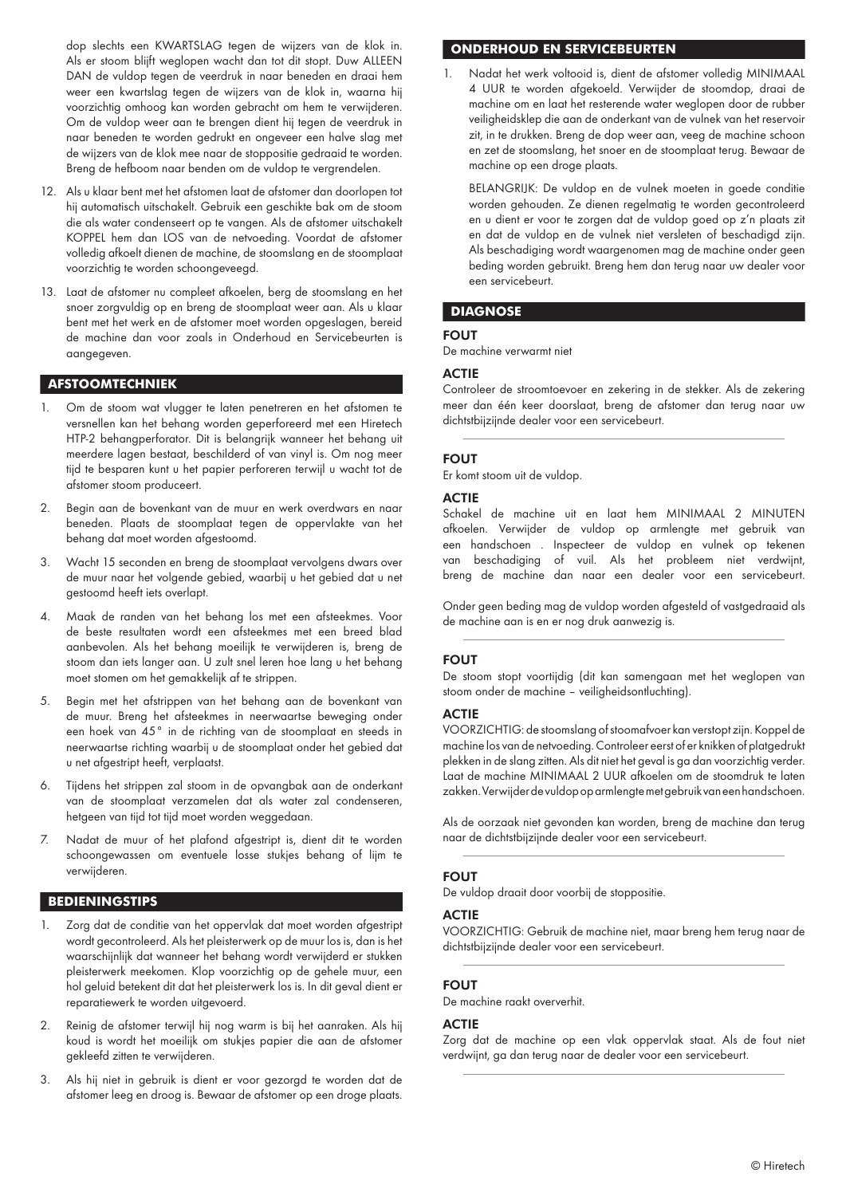dop slechts een KWARTSLAG tegen de wijzers van de klok in. Als er stoom blijft weglopen wacht dan tot dit stopt. Duw ALLEEN DAN de vuldop tegen de veerdruk in naar beneden en draai hem weer een kwartslag tegen de wijzers van de klok in, waarna hij voorzichtig omhoog kan worden gebracht om hem te verwijderen. Om de vuldop weer aan te brengen dient hij tegen de veerdruk in naar beneden te worden gedrukt en ongeveer een halve slag met de wijzers van de klok mee naar de stoppositie gedraaid te worden. Breng de hefboom naar benden om de vuldop te vergrendelen.

12. Als u klaar bent met het afstomen laat de afstomer dan doorlopen tot hij automatisch uitschakelt. Gebruik een geschikte bak om de stoom die als water condenseert op te vangen. Als de afstomer uitschakelt KOPPEL hem dan LOS van de netvoeding. Voordat de afstomer volledig afkoelt dienen de machine, de stoomslang en de stoomplaat voorzichtig te worden schoongeveegd.

13. Laat de afstomer nu compleet afkoelen, berg de stoomslang en het snoer zorgvuldig op en breng de stoomplaat weer aan. Als u klaar bent met het werk en de afstomer moet worden opgeslagen, bereid de machine dan voor zoals in Onderhoud en Servicebeurten is aangegeven.

## AFSTOOMTECHNIEK

1. Om de stoom wat vlugger te laten penetreren en het afstomen te versnellen kan het behang worden geperforeerd met een Hiretech HTP-2 behangperforator. Dit is belangrijk wanneer het behang uit meerdere lagen bestaat, beschilderd of van vinyl is. Om nog meer tijd te besparen kunt u het papier perforeren terwijl u wacht tot de afstomer stoom produceert.

2. Begin aan de bovenkant van de muur en werk overdwars en naar beneden. Plaats de stoomplaat tegen de oppervlakte van het behang dat moet worden afgestoomd.

3. Wacht 15 seconden en breng de stoomplaat vervolgens dwars over de muur naar het volgende gebied, waarbij u het gebied dat u net gestoomd heeft iets overlapt.

4. Maak de randen van het behang los met een afsteekmes. Voor de beste resultaten wordt een afsteekmes met een breed blad aanbevolen. Als het behang moeilijk te verwijderen is, breng de stoom dan iets langer aan. U zult snel leren hoe lang u het behang moet stomen om het gemakkelijk af te strippen.

5. Begin met het afstrippen van het behang aan de bovenkant van de muur. Breng het afsteekmes in neerwaartse beweging onder een hoek van 45° in de richting van de stoomplaat en steeds in neerwaartse richting waarbij u de stoomplaat onder het gebied dat u net afgestript heeft, verplaatst.

6. Tijdens het strippen zal stoom in de opvangbak aan de onderkant van de stoomplaat verzamelen dat als water zal condenseren, hetgeen van tijd tot tijd moet worden weggedaan.

7. Nadat de muur of het plafond afgestript is, dient dit te worden schoongewassen om eventuele losse stukjes behang of lijm te verwijderen.

## BEDIENINGSTIPS

1. Zorg dat de conditie van het oppervlak dat moet worden afgestript wordt gecontroleerd. Als het pleisterwerk op de muur los is, dan is het waarschijnlijk dat wanneer het behang wordt verwijderd er stukken pleisterwerk meekomen. Klop voorzichtig op de gehele muur, een hol geluid betekent dit dat het pleisterwerk los is. In dit geval dient er reparatiewerk te worden uitgevoerd.

2. Reinig de afstomer terwijl hij nog warm is bij het aanraken. Als hij koud is wordt het moeilijk om stukjes papier die aan de afstomer gekleefd zitten te verwijderen.

3. Als hij niet in gebruik is dient er voor gezorgd te worden dat de afstomer leeg en droog is. Bewaar de afstomer op een droge plaats.

## ONDERHOUD EN SERVICEBEURTEN

1. Nadat het werk voltooid is, dient de afstomer volledig MINIMAAL 4 UUR te worden afgekoeld. Verwijder de stoomdop, draai de machine om en laat het resterende water weglopen door de rubber veiligheidsklep die aan de onderkant van de vulnek van het reservoir zit, in te drukken. Breng de dop weer aan, veeg de machine schoon en zet de stoomslang, het snoer en de stoomplaat terug. Bewaar de machine op een droge plaats.

   BELANGRIJK: De vuldop en de vulnek moeten in goede conditie worden gehouden. Ze dienen regelmatig te worden gecontroleerd en u dient er voor te zorgen dat de vuldop goed op z'n plaats zit en dat de vuldop en de vulnek niet versleten of beschadigd zijn. Als beschadiging wordt waargenomen mag de machine onder geen beding worden gebruikt. Breng hem dan terug naar uw dealer voor een servicebeurt.

## DIAGNOSE

### FOUT
De machine verwarmt niet

### ACTIE
Controleer de stroomtoevoer en zekering in de stekker. Als de zekering meer dan één keer doorslaat, breng de afstomer dan terug naar uw dichtstbijzijnde dealer voor een servicebeurt.

### FOUT
Er komt stoom uit de vuldop.

### ACTIE
Schakel de machine uit en laat hem MINIMAAL 2 MINUTEN afkoelen. Verwijder de vuldop op armlengte met gebruik van een handschoen . Inspecteer de vuldop en vulnek op tekenen van beschadiging of vuil. Als het probleem niet verdwijnt, breng de machine dan naar een dealer voor een servicebeurt.

Onder geen beding mag de vuldop worden afgesteld of vastgedraaid als de machine aan is en er nog druk aanwezig is.

### FOUT
De stoom stopt voortijdig (dit kan samengaan met het weglopen van stoom onder de machine – veiligheidsontluchting).

### ACTIE
VOORZICHTIG: de stoomslang of stoomafvoer kan verstopt zijn. Koppel de machine los van de netvoeding. Controleer eerst of er knikken of platgedrukt plekken in de slang zitten. Als dit niet het geval is ga dan voorzichtig verder. Laat de machine MINIMAAL 2 UUR afkoelen om de stoomdruk te laten zakken. Verwijder de vuldop op armlengte met gebruik van een handschoen.

Als de oorzaak niet gevonden kan worden, breng de machine dan terug naar de dichtstbijzijnde dealer voor een servicebeurt.

### FOUT
De vuldop draait door voorbij de stoppositie.

### ACTIE
VOORZICHTIG: Gebruik de machine niet, maar breng hem terug naar de dichtstbijzijnde dealer voor een servicebeurt.

### FOUT
De machine raakt oververhit.

### ACTIE
Zorg dat de machine op een vlak oppervlak staat. Als de fout niet verdwijnt, ga dan terug naar de dealer voor een servicebeurt.

© Hiretech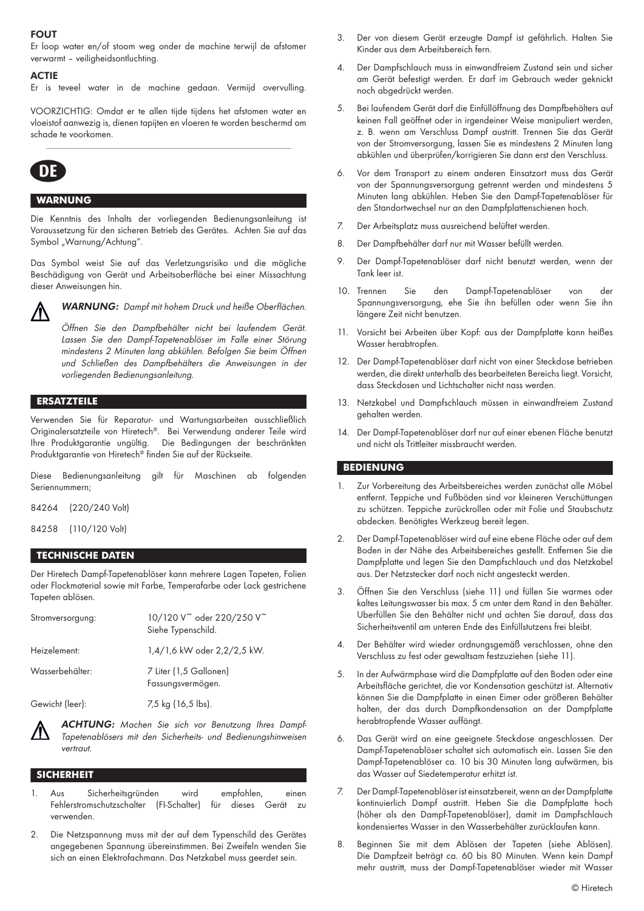**FOUT**

Er loop water en/of stoom weg onder de machine terwijl de afstomer verwarmt – veiligheidsontluchting.

**ACTIE**

Er is teveel water in de machine gedaan. Vermijd overvulling.

VOORZICHTIG: Omdat er te allen tijde tijdens het afstomen water en vloeistof aanwezig is, dienen tapijten en vloeren te worden beschermd om schade te voorkomen.

# DE

## WARNUNG

Die Kenntnis des Inhalts der vorliegenden Bedienungsanleitung ist Voraussetzung für den sicheren Betrieb des Gerätes. Achten Sie auf das Symbol „Warnung/Achtung".

Das Symbol weist Sie auf das Verletzungsrisiko und die mögliche Beschädigung von Gerät und Arbeitsoberfläche bei einer Missachtung dieser Anweisungen hin.

⚠ ***WARNUNG:*** *Dampf mit hohem Druck und heiße Oberflächen.*

*Öffnen Sie den Dampfbehälter nicht bei laufendem Gerät. Lassen Sie den Dampf-Tapetenablöser im Falle einer Störung mindestens 2 Minuten lang abkühlen. Befolgen Sie beim Öffnen und Schließen des Dampfbehälters die Anweisungen in der vorliegenden Bedienungsanleitung.*

## ERSATZTEILE

Verwenden Sie für Reparatur- und Wartungsarbeiten ausschließlich Originalersatzteile von Hiretech®. Bei Verwendung anderer Teile wird Ihre Produktgarantie ungültig. Die Bedingungen der beschränkten Produktgarantie von Hiretech® finden Sie auf der Rückseite.

Diese Bedienungsanleitung gilt für Maschinen ab folgenden Seriennummern;

84264 (220/240 Volt)

84258 (110/120 Volt)

## TECHNISCHE DATEN

Der Hiretech Dampf-Tapetenablöser kann mehrere Lagen Tapeten, Folien oder Flockmaterial sowie mit Farbe, Temperafarbe oder Lack gestrichene Tapeten ablösen.

| | |
|---|---|
| Stromversorgung: | 10/120 V~ oder 220/250 V~ Siehe Typenschild. |
| Heizelement: | 1,4/1,6 kW oder 2,2/2,5 kW. |
| Wasserbehälter: | 7 Liter (1,5 Gallonen) Fassungsvermögen. |
| Gewicht (leer): | 7,5 kg (16,5 lbs). |

⚠ ***ACHTUNG:*** *Machen Sie sich vor Benutzung Ihres Dampf-Tapetenablösers mit den Sicherheits- und Bedienungshinweisen vertraut.*

## SICHERHEIT

1. Aus Sicherheitsgründen wird empfohlen, einen Fehlerstromschutzschalter (FI-Schalter) für dieses Gerät zu verwenden.
2. Die Netzspannung muss mit der auf dem Typenschild des Gerätes angegebenen Spannung übereinstimmen. Bei Zweifeln wenden Sie sich an einen Elektrofachmann. Das Netzkabel muss geerdet sein.
3. Der von diesem Gerät erzeugte Dampf ist gefährlich. Halten Sie Kinder aus dem Arbeitsbereich fern.
4. Der Dampfschlauch muss in einwandfreiem Zustand sein und sicher am Gerät befestigt werden. Er darf im Gebrauch weder geknickt noch abgedrückt werden.
5. Bei laufendem Gerät darf die Einfüllöffnung des Dampfbehälters auf keinen Fall geöffnet oder in irgendeiner Weise manipuliert werden, z. B. wenn am Verschluss Dampf austritt. Trennen Sie das Gerät von der Stromversorgung, lassen Sie es mindestens 2 Minuten lang abkühlen und überprüfen/korrigieren Sie dann erst den Verschluss.
6. Vor dem Transport zu einem anderen Einsatzort muss das Gerät von der Spannungsversorgung getrennt werden und mindestens 5 Minuten lang abkühlen. Heben Sie den Dampf-Tapetenablöser für den Standortwechsel nur an den Dampfplattenschienen hoch.
7. Der Arbeitsplatz muss ausreichend belüftet werden.
8. Der Dampfbehälter darf nur mit Wasser befüllt werden.
9. Der Dampf-Tapetenablöser darf nicht benutzt werden, wenn der Tank leer ist.
10. Trennen Sie den Dampf-Tapetenablöser von der Spannungsversorgung, ehe Sie ihn befüllen oder wenn Sie ihn längere Zeit nicht benutzen.
11. Vorsicht bei Arbeiten über Kopf: aus der Dampfplatte kann heißes Wasser herabtropfen.
12. Der Dampf-Tapetenablöser darf nicht von einer Steckdose betrieben werden, die direkt unterhalb des bearbeiteten Bereichs liegt. Vorsicht, dass Steckdosen und Lichtschalter nicht nass werden.
13. Netzkabel und Dampfschlauch müssen in einwandfreiem Zustand gehalten werden.
14. Der Dampf-Tapetenablöser darf nur auf einer ebenen Fläche benutzt und nicht als Trittleiter missbraucht werden.

## BEDIENUNG

1. Zur Vorbereitung des Arbeitsbereiches werden zunächst alle Möbel entfernt. Teppiche und Fußböden sind vor kleineren Verschüttungen zu schützen. Teppiche zurückrollen oder mit Folie und Staubschutz abdecken. Benötigtes Werkzeug bereit legen.
2. Der Dampf-Tapetenablöser wird auf eine ebene Fläche oder auf dem Boden in der Nähe des Arbeitsbereiches gestellt. Entfernen Sie die Dampfplatte und legen Sie den Dampfschlauch und das Netzkabel aus. Der Netzstecker darf noch nicht angesteckt werden.
3. Öffnen Sie den Verschluss (siehe 11) und füllen Sie warmes oder kaltes Leitungswasser bis max. 5 cm unter dem Rand in den Behälter. Überfüllen Sie den Behälter nicht und achten Sie darauf, dass das Sicherheitsventil am unteren Ende des Einfüllstutzens frei bleibt.
4. Der Behälter wird wieder ordnungsgemäß verschlossen, ohne den Verschluss zu fest oder gewaltsam festzuziehen (siehe 11).
5. In der Aufwärmphase wird die Dampfplatte auf den Boden oder eine Arbeitsfläche gerichtet, die vor Kondensation geschützt ist. Alternativ können Sie die Dampfplatte in einen Eimer oder größeren Behälter halten, der das durch Dampfkondensation an der Dampfplatte herabtropfende Wasser auffängt.
6. Das Gerät wird an eine geeignete Steckdose angeschlossen. Der Dampf-Tapetenablöser schaltet sich automatisch ein. Lassen Sie den Dampf-Tapetenablöser ca. 10 bis 30 Minuten lang aufwärmen, bis das Wasser auf Siedetemperatur erhitzt ist.
7. Der Dampf-Tapetenablöser ist einsatzbereit, wenn an der Dampfplatte kontinuierlich Dampf austritt. Heben Sie die Dampfplatte hoch (höher als den Dampf-Tapetenablöser), damit im Dampfschlauch kondensiertes Wasser in den Wasserbehälter zurücklaufen kann.
8. Beginnen Sie mit dem Ablösen der Tapeten (siehe Ablösen). Die Dampfzeit beträgt ca. 60 bis 80 Minuten. Wenn kein Dampf mehr austritt, muss der Dampf-Tapetenablöser wieder mit Wasser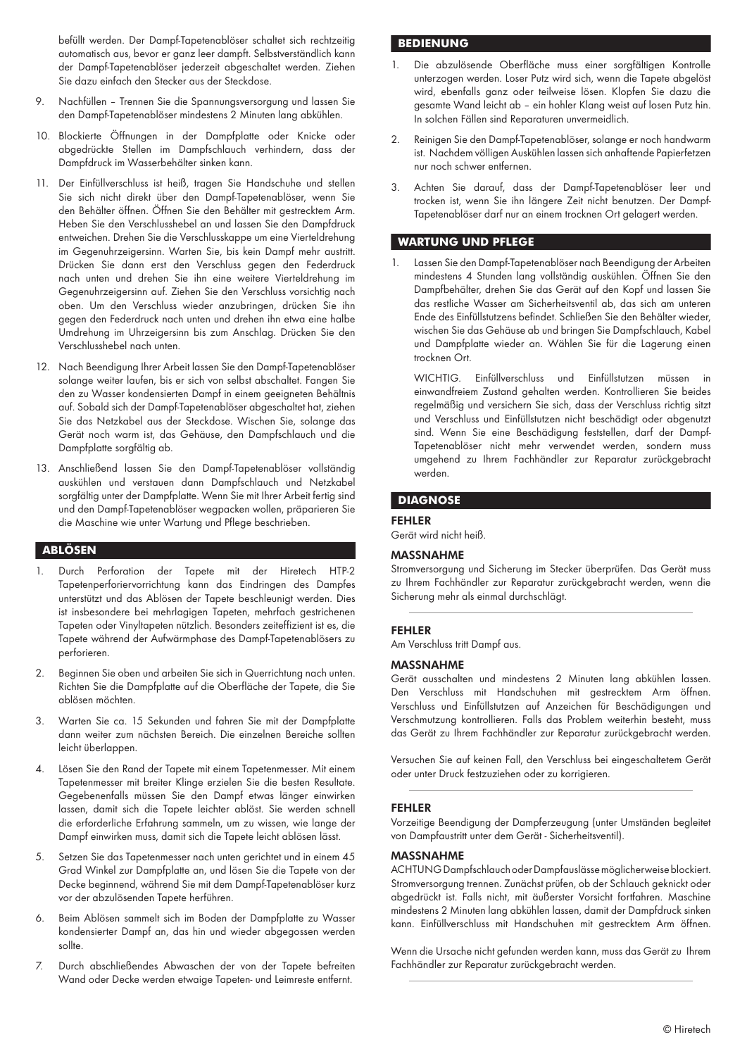befüllt werden. Der Dampf-Tapetenablöser schaltet sich rechtzeitig automatisch aus, bevor er ganz leer dampft. Selbstverständlich kann der Dampf-Tapetenablöser jederzeit abgeschaltet werden. Ziehen Sie dazu einfach den Stecker aus der Steckdose.

9. Nachfüllen – Trennen Sie die Spannungsversorgung und lassen Sie den Dampf-Tapetenablöser mindestens 2 Minuten lang abkühlen.

10. Blockierte Öffnungen in der Dampfplatte oder Knicke oder abgedrückte Stellen im Dampfschlauch verhindern, dass der Dampfdruck im Wasserbehälter sinken kann.

11. Der Einfüllverschluss ist heiß, tragen Sie Handschuhe und stellen Sie sich nicht direkt über den Dampf-Tapetenablöser, wenn Sie den Behälter öffnen. Öffnen Sie den Behälter mit gestrecktem Arm. Heben Sie den Verschlusshebel an und lassen Sie den Dampfdruck entweichen. Drehen Sie die Verschlusskappe um eine Vierteldrehung im Gegenuhrzeigersinn. Warten Sie, bis kein Dampf mehr austritt. Drücken Sie dann erst den Verschluss gegen den Federdruck nach unten und drehen Sie ihn eine weitere Vierteldrehung im Gegenuhrzeigersinn auf. Ziehen Sie den Verschluss vorsichtig nach oben. Um den Verschluss wieder anzubringen, drücken Sie ihn gegen den Federdruck nach unten und drehen ihn etwa eine halbe Umdrehung im Uhrzeigersinn bis zum Anschlag. Drücken Sie den Verschlusshebel nach unten.

12. Nach Beendigung Ihrer Arbeit lassen Sie den Dampf-Tapetenablöser solange weiter laufen, bis er sich von selbst abschaltet. Fangen Sie den zu Wasser kondensierten Dampf in einem geeigneten Behältnis auf. Sobald sich der Dampf-Tapetenablöser abgeschaltet hat, ziehen Sie das Netzkabel aus der Steckdose. Wischen Sie, solange das Gerät noch warm ist, das Gehäuse, den Dampfschlauch und die Dampfplatte sorgfältig ab.

13. Anschließend lassen Sie den Dampf-Tapetenablöser vollständig auskühlen und verstauen dann Dampfschlauch und Netzkabel sorgfältig unter der Dampfplatte. Wenn Sie mit Ihrer Arbeit fertig sind und den Dampf-Tapetenablöser wegpacken wollen, präparieren Sie die Maschine wie unter Wartung und Pflege beschrieben.

## ABLÖSEN

1. Durch Perforation der Tapete mit der Hiretech HTP-2 Tapetenperforiervorrichtung kann das Eindringen des Dampfes unterstützt und das Ablösen der Tapete beschleunigt werden. Dies ist insbesondere bei mehrlagigen Tapeten, mehrfach gestrichenen Tapeten oder Vinyltapeten nützlich. Besonders zeiteffizient ist es, die Tapete während der Aufwärmphase des Dampf-Tapetenablösers zu perforieren.

2. Beginnen Sie oben und arbeiten Sie sich in Querrichtung nach unten. Richten Sie die Dampfplatte auf die Oberfläche der Tapete, die Sie ablösen möchten.

3. Warten Sie ca. 15 Sekunden und fahren Sie mit der Dampfplatte dann weiter zum nächsten Bereich. Die einzelnen Bereiche sollten leicht überlappen.

4. Lösen Sie den Rand der Tapete mit einem Tapetenmesser. Mit einem Tapetenmesser mit breiter Klinge erzielen Sie die besten Resultate. Gegebenenfalls müssen Sie den Dampf etwas länger einwirken lassen, damit sich die Tapete leichter ablöst. Sie werden schnell die erforderliche Erfahrung sammeln, um zu wissen, wie lange der Dampf einwirken muss, damit sich die Tapete leicht ablösen lässt.

5. Setzen Sie das Tapetenmesser nach unten gerichtet und in einem 45 Grad Winkel zur Dampfplatte an, und lösen Sie die Tapete von der Decke beginnend, während Sie mit dem Dampf-Tapetenablöser kurz vor der abzulösenden Tapete herführen.

6. Beim Ablösen sammelt sich im Boden der Dampfplatte zu Wasser kondensierter Dampf an, das hin und wieder abgegossen werden sollte.

7. Durch abschließendes Abwaschen der von der Tapete befreiten Wand oder Decke werden etwaige Tapeten- und Leimreste entfernt.

## BEDIENUNG

1. Die abzulösende Oberfläche muss einer sorgfältigen Kontrolle unterzogen werden. Loser Putz wird sich, wenn die Tapete abgelöst wird, ebenfalls ganz oder teilweise lösen. Klopfen Sie dazu die gesamte Wand leicht ab – ein hohler Klang weist auf losen Putz hin. In solchen Fällen sind Reparaturen unvermeidlich.

2. Reinigen Sie den Dampf-Tapetenablöser, solange er noch handwarm ist. Nachdem völligen Auskühlen lassen sich anhaftende Papierfetzen nur noch schwer entfernen.

3. Achten Sie darauf, dass der Dampf-Tapetenablöser leer und trocken ist, wenn Sie ihn längere Zeit nicht benutzen. Der Dampf-Tapetenablöser darf nur an einem trocknen Ort gelagert werden.

## WARTUNG UND PFLEGE

1. Lassen Sie den Dampf-Tapetenablöser nach Beendigung der Arbeiten mindestens 4 Stunden lang vollständig auskühlen. Öffnen Sie den Dampfbehälter, drehen Sie das Gerät auf den Kopf und lassen Sie das restliche Wasser am Sicherheitsventil ab, das sich am unteren Ende des Einfüllstutzens befindet. Schließen Sie den Behälter wieder, wischen Sie das Gehäuse ab und bringen Sie Dampfschlauch, Kabel und Dampfplatte wieder an. Wählen Sie für die Lagerung einen trocknen Ort.

   WICHTIG. Einfüllverschluss und Einfüllstutzen müssen in einwandfreiem Zustand gehalten werden. Kontrollieren Sie beides regelmäßig und versichern Sie sich, dass der Verschluss richtig sitzt und Verschluss und Einfüllstutzen nicht beschädigt oder abgenutzt sind. Wenn Sie eine Beschädigung feststellen, darf der Dampf-Tapetenablöser nicht mehr verwendet werden, sondern muss umgehend zu Ihrem Fachhändler zur Reparatur zurückgebracht werden.

## DIAGNOSE

### FEHLER
Gerät wird nicht heiß.

### MASSNAHME
Stromversorgung und Sicherung im Stecker überprüfen. Das Gerät muss zu Ihrem Fachhändler zur Reparatur zurückgebracht werden, wenn die Sicherung mehr als einmal durchschlägt.

### FEHLER
Am Verschluss tritt Dampf aus.

### MASSNAHME
Gerät ausschalten und mindestens 2 Minuten lang abkühlen lassen. Den Verschluss mit Handschuhen mit gestrecktem Arm öffnen. Verschluss und Einfüllstutzen auf Anzeichen für Beschädigungen und Verschmutzung kontrollieren. Falls das Problem weiterhin besteht, muss das Gerät zu Ihrem Fachhändler zur Reparatur zurückgebracht werden.

Versuchen Sie auf keinen Fall, den Verschluss bei eingeschaltetem Gerät oder unter Druck festzuziehen oder zu korrigieren.

### FEHLER
Vorzeitige Beendigung der Dampferzeugung (unter Umständen begleitet von Dampfaustritt unter dem Gerät - Sicherheitsventil).

### MASSNAHME
ACHTUNG Dampfschlauch oder Dampfauslässe möglicherweise blockiert. Stromversorgung trennen. Zunächst prüfen, ob der Schlauch geknickt oder abgedrückt ist. Falls nicht, mit äußerster Vorsicht fortfahren. Maschine mindestens 2 Minuten lang abkühlen lassen, damit der Dampfdruck sinken kann. Einfüllverschluss mit Handschuhen mit gestrecktem Arm öffnen.

Wenn die Ursache nicht gefunden werden kann, muss das Gerät zu Ihrem Fachhändler zur Reparatur zurückgebracht werden.

© Hiretech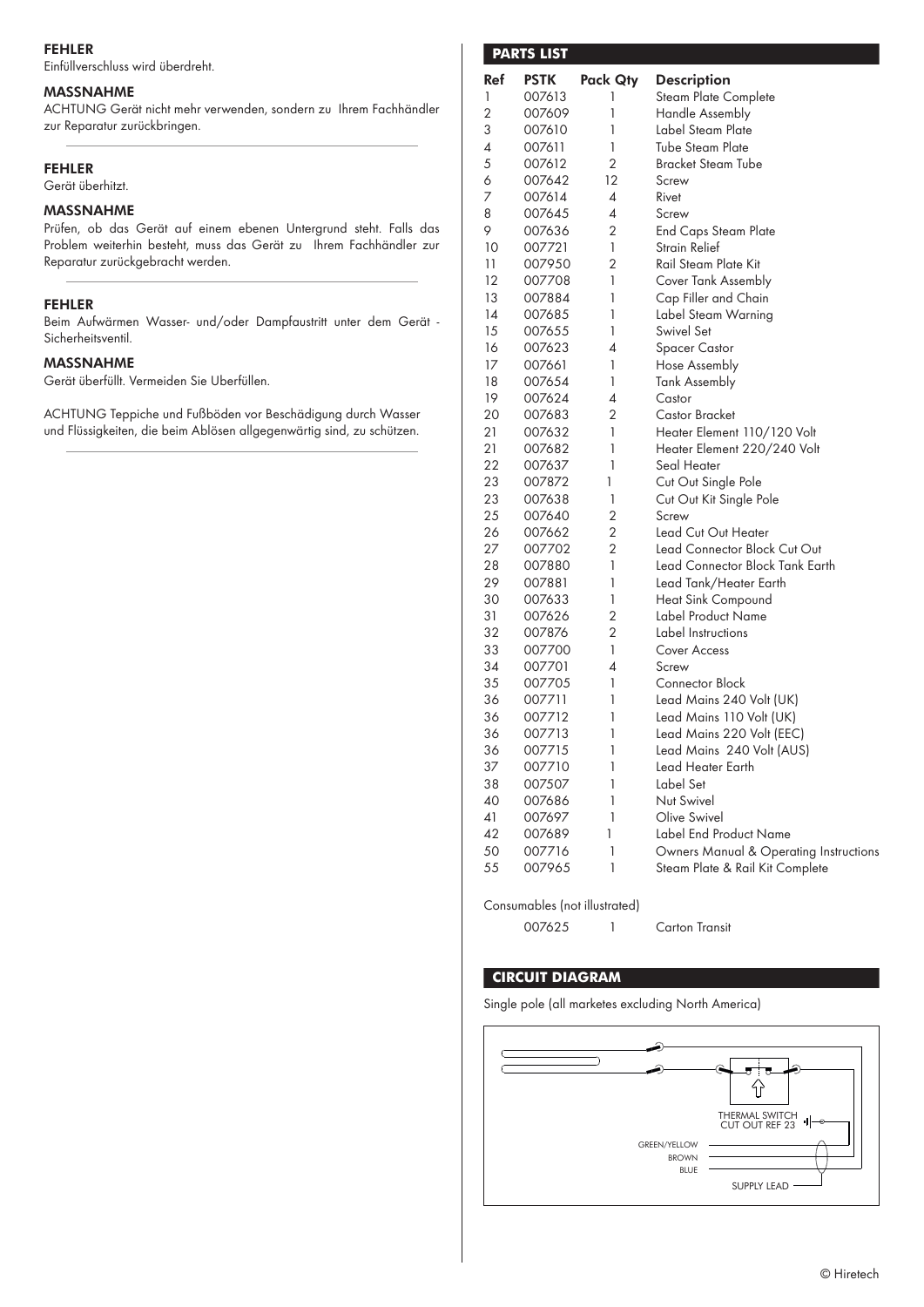### FEHLER
Einfüllverschluss wird überdreht.

### MASSNAHME
ACHTUNG Gerät nicht mehr verwenden, sondern zu Ihrem Fachhändler zur Reparatur zurückbringen.

---

### FEHLER
Gerät überhitzt.

### MASSNAHME
Prüfen, ob das Gerät auf einem ebenen Untergrund steht. Falls das Problem weiterhin besteht, muss das Gerät zu Ihrem Fachhändler zur Reparatur zurückgebracht werden.

---

### FEHLER
Beim Aufwärmen Wasser- und/oder Dampfaustritt unter dem Gerät - Sicherheitsventil.

### MASSNAHME
Gerät überfüllt. Vermeiden Sie Überfüllen.

ACHTUNG Teppiche und Fußböden vor Beschädigung durch Wasser und Flüssigkeiten, die beim Ablösen allgegenwärtig sind, zu schützen.

---

## PARTS LIST

| Ref | PSTK | Pack Qty | Description |
|---|---|---|---|
| 1 | 007613 | 1 | Steam Plate Complete |
| 2 | 007609 | 1 | Handle Assembly |
| 3 | 007610 | 1 | Label Steam Plate |
| 4 | 007611 | 1 | Tube Steam Plate |
| 5 | 007612 | 2 | Bracket Steam Tube |
| 6 | 007642 | 12 | Screw |
| 7 | 007614 | 4 | Rivet |
| 8 | 007645 | 4 | Screw |
| 9 | 007636 | 2 | End Caps Steam Plate |
| 10 | 007721 | 1 | Strain Relief |
| 11 | 007950 | 2 | Rail Steam Plate Kit |
| 12 | 007708 | 1 | Cover Tank Assembly |
| 13 | 007884 | 1 | Cap Filler and Chain |
| 14 | 007685 | 1 | Label Steam Warning |
| 15 | 007655 | 1 | Swivel Set |
| 16 | 007623 | 4 | Spacer Castor |
| 17 | 007661 | 1 | Hose Assembly |
| 18 | 007654 | 1 | Tank Assembly |
| 19 | 007624 | 4 | Castor |
| 20 | 007683 | 2 | Castor Bracket |
| 21 | 007632 | 1 | Heater Element 110/120 Volt |
| 21 | 007682 | 1 | Heater Element 220/240 Volt |
| 22 | 007637 | 1 | Seal Heater |
| 23 | 007872 | 1 | Cut Out Single Pole |
| 23 | 007638 | 1 | Cut Out Kit Single Pole |
| 25 | 007640 | 2 | Screw |
| 26 | 007662 | 2 | Lead Cut Out Heater |
| 27 | 007702 | 2 | Lead Connector Block Cut Out |
| 28 | 007880 | 1 | Lead Connector Block Tank Earth |
| 29 | 007881 | 1 | Lead Tank/Heater Earth |
| 30 | 007633 | 1 | Heat Sink Compound |
| 31 | 007626 | 2 | Label Product Name |
| 32 | 007876 | 2 | Label Instructions |
| 33 | 007700 | 1 | Cover Access |
| 34 | 007701 | 4 | Screw |
| 35 | 007705 | 1 | Connector Block |
| 36 | 007711 | 1 | Lead Mains 240 Volt (UK) |
| 36 | 007712 | 1 | Lead Mains 110 Volt (UK) |
| 36 | 007713 | 1 | Lead Mains 220 Volt (EEC) |
| 36 | 007715 | 1 | Lead Mains 240 Volt (AUS) |
| 37 | 007710 | 1 | Lead Heater Earth |
| 38 | 007507 | 1 | Label Set |
| 40 | 007686 | 1 | Nut Swivel |
| 41 | 007697 | 1 | Olive Swivel |
| 42 | 007689 | 1 | Label End Product Name |
| 50 | 007716 | 1 | Owners Manual & Operating Instructions |
| 55 | 007965 | 1 | Steam Plate & Rail Kit Complete |

Consumables (not illustrated)

| | PSTK | Pack Qty | Description |
|---|---|---|---|
| | 007625 | 1 | Carton Transit |

## CIRCUIT DIAGRAM

Single pole (all marketes excluding North America)

THERMAL SWITCH CUT OUT REF 23

GREEN/YELLOW
BROWN
BLUE

SUPPLY LEAD

© Hiretech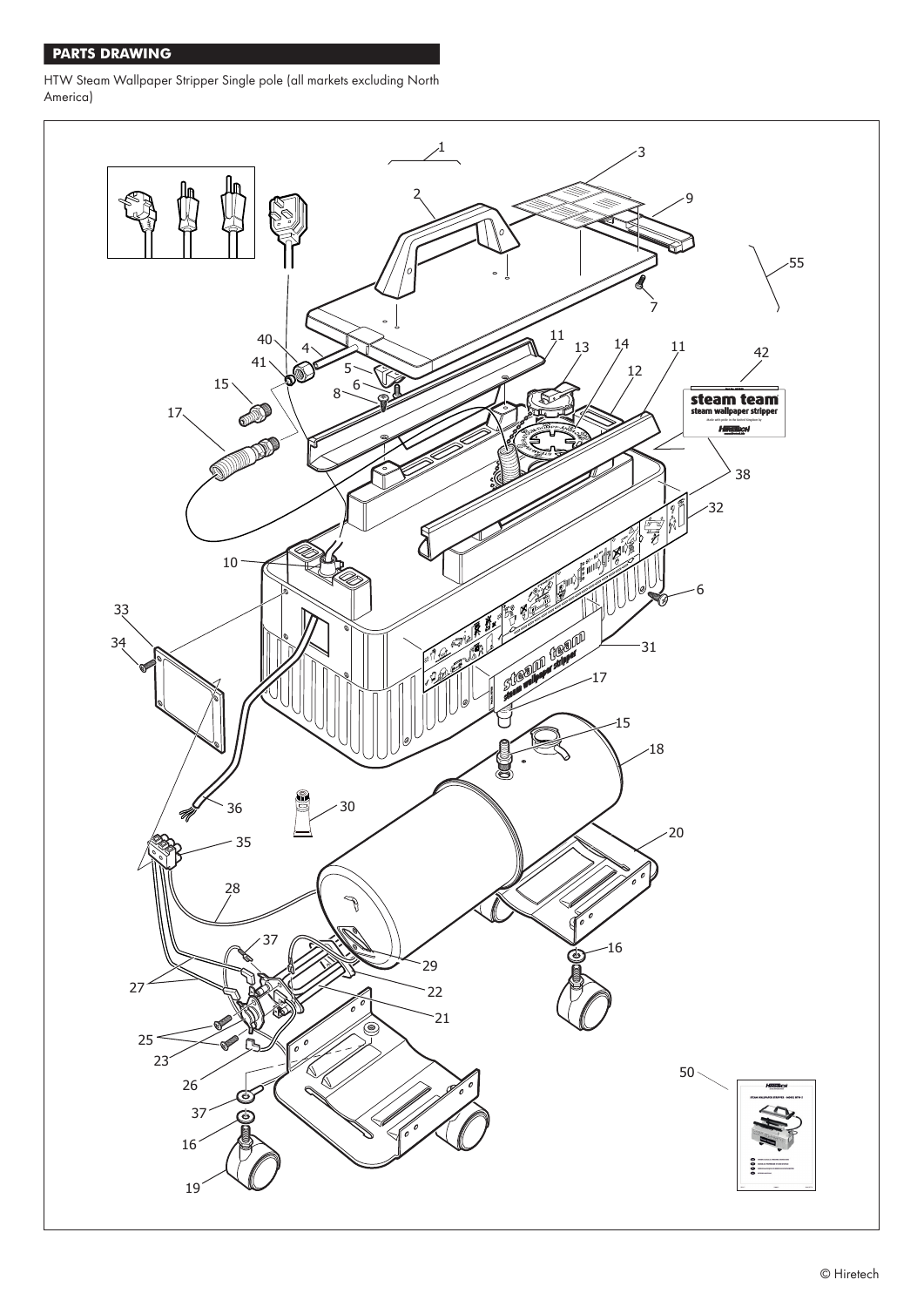## PARTS DRAWING

HTW Steam Wallpaper Stripper Single pole (all markets excluding North America)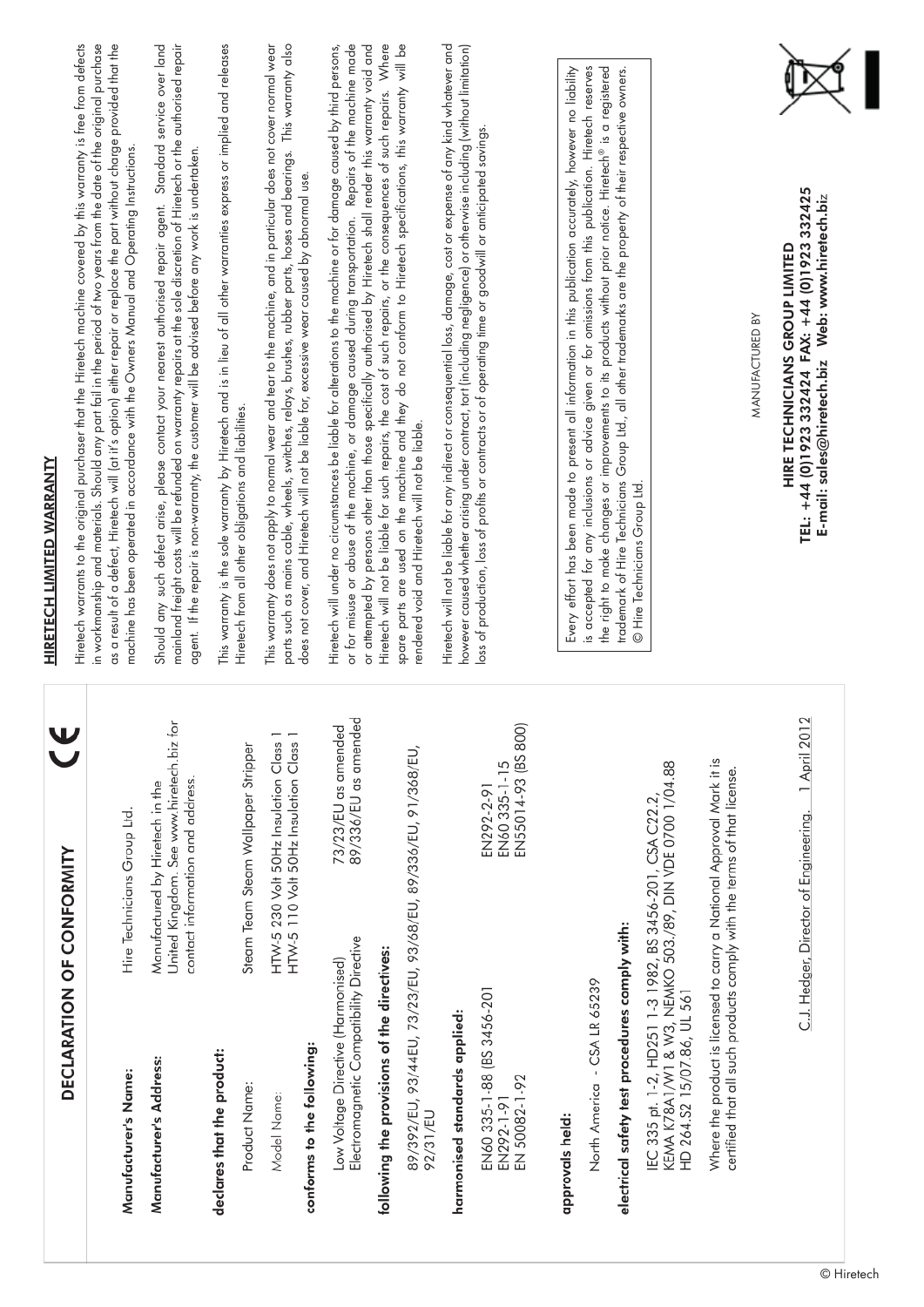# DECLARATION OF CONFORMITY

**Manufacturer's Name:** Hire Technicians Group Ltd.

**Manufacturer's Address:** Manufactured by Hiretech in the United Kingdom. See www.hiretech.biz for contact information and address.

**declares that the product:**

Product Name: Steam Team Steam Wallpaper Stripper

Model Name: HTW-5 230 Volt 50Hz Insulation Class 1
HTW-5 110 Volt 50Hz Insulation Class 1

**conforms to the following:**

Low Voltage Directive (Harmonised) 73/23/EU as amended
Electromagnetic Compatibility Directive 89/336/EU as amended

**following the provisions of the directives:**

89/392/EU, 93/44EU, 73/23/EU, 93/68/EU, 89/336/EU, 91/368/EU, 92/31/EU

**harmonised standards applied:**

EN60 335-1-88 (BS 3456-201 EN292-2-91
EN292-1-91 EN60 335-1-15
EN 50082-1-92 EN55014-93 (BS 800)

**approvals held:**

North America - CSA LR 65239

**electrical safety test procedures comply with:**

IEC 335 pt. 1-2, HD251 1-3 1982, BS 3456-201, CSA C22.2, KEMA K78A1/W1 & W3, NEMKO 503./89, DIN VDE 0700 1/04.88 HD 264.S2 15/07.86, UL 561

Where the product is licensed to carry a National Approval Mark it is certified that all such products comply with the terms of that license.

C.J. Hedger, Director of Engineering. 1 April 2012

## HIRETECH LIMITED WARRANTY

Hiretech warrants to the original purchaser that the Hiretech machine covered by this warranty is free from defects in workmanship and materials. Should any part fail in the period of two years from the date of the original purchase as a result of a defect, Hiretech will (at it's option) either repair or replace the part without charge provided that the machine has been operated in accordance with the Owners Manual and Operating Instructions.

Should any such defect arise, please contact your nearest authorised repair agent. Standard service over land mainland freight costs will be refunded on warranty repairs at the sole discretion of Hiretech or the authorised repair agent. If the repair is non-warranty, the customer will be advised before any work is undertaken.

This warranty is the sole warranty by Hiretech and is in lieu of all other warranties express or implied and releases Hiretech from all other obligations and liabilities.

This warranty does not apply to normal wear and tear to the machine, and in particular does not cover normal wear parts such as mains cable, wheels, switches, relays, brushes, rubber parts, hoses and bearings. This warranty also does not cover, and Hiretech will not be liable for, excessive wear caused by abnormal use.

Hiretech will under no circumstances be liable for alterations to the machine or for damage caused by third persons, or for misuse or abuse of the machine, or damage caused during transportation. Repairs of the machine made or attempted by persons other than those specifically authorised by Hiretech shall render this warranty void and Hiretech will not be liable for such repairs, the cost of such repairs, or the consequences of such repairs. Where spare parts are used on the machine and they do not conform to Hiretech specifications, this warranty will be rendered void and Hiretech will not be liable.

Hiretech will not be liable for any indirect or consequential loss, damage, cost or expense of any kind whatever and however caused whether arising under contract, tort (including negligence) or otherwise including (without limitation) loss of production, loss of profits or contracts or of operating time or goodwill or anticipated savings.

Every effort has been made to present all information in this publication accurately, however no liability is accepted for any inclusions or advice given or for omissions from this publication. Hiretech reserves the right to make changes or improvements to its products without prior notice. Hiretech® is a registered trademark of Hire Technicians Group Ltd., all other trademarks are the property of their respective owners. © Hire Technicians Group Ltd.

MANUFACTURED BY

**HIRE TECHNICIANS GROUP LIMITED**
**TEL: +44 (0)1923 332424 FAX: +44 (0)1923 332425**
**E-mail: sales@hiretech.biz Web: www.hiretech.biz**

© Hiretech